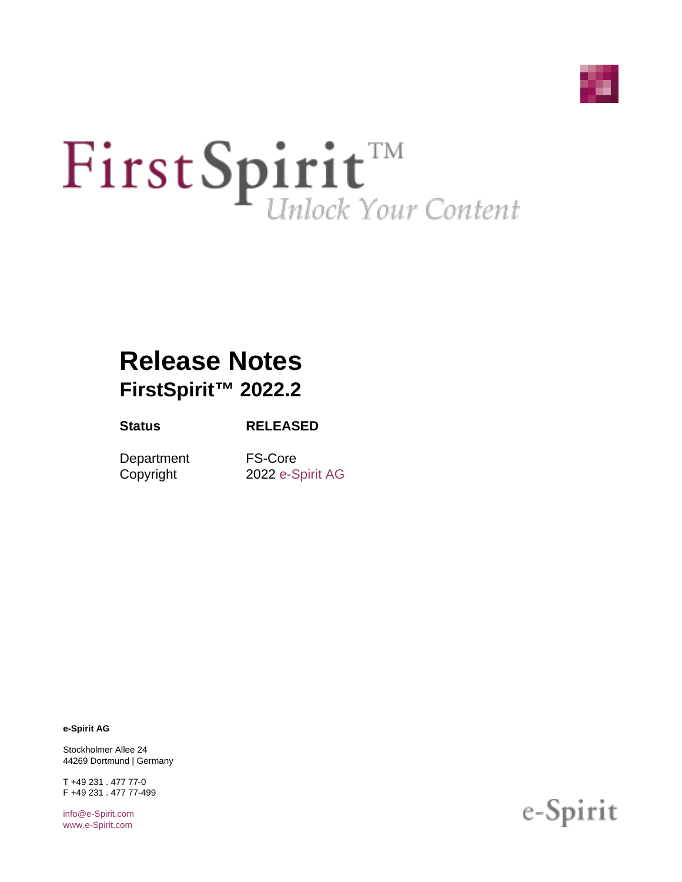FirstSpirit™ *Unlock Your Content*

# Release Notes

## FirstSpirit™ 2022.2

| **Status** | **RELEASED** |
|---|---|
| Department | FS-Core |
| Copyright | 2022 e-Spirit AG |

**e-Spirit AG**

Stockholmer Allee 24
44269 Dortmund | Germany

T +49 231 . 477 77-0
F +49 231 . 477 77-499

info@e-Spirit.com
www.e-Spirit.com

e-Spirit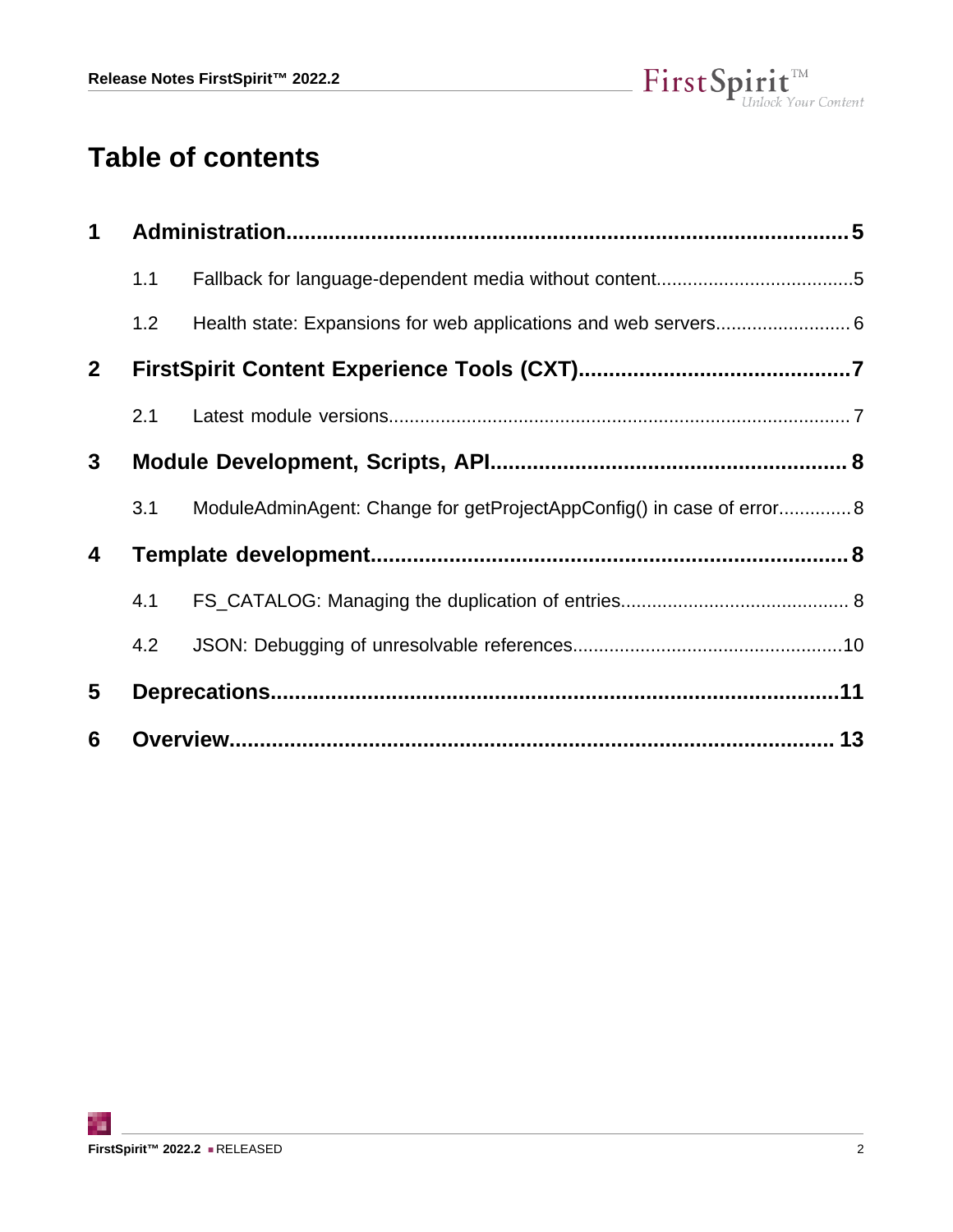# Table of contents

**1 Administration ..... 5**

- 1.1 Fallback for language-dependent media without content ..... 5
- 1.2 Health state: Expansions for web applications and web servers ..... 6

**2 FirstSpirit Content Experience Tools (CXT) ..... 7**

- 2.1 Latest module versions ..... 7

**3 Module Development, Scripts, API ..... 8**

- 3.1 ModuleAdminAgent: Change for getProjectAppConfig() in case of error ..... 8

**4 Template development ..... 8**

- 4.1 FS_CATALOG: Managing the duplication of entries ..... 8
- 4.2 JSON: Debugging of unresolvable references ..... 10

**5 Deprecations ..... 11**

**6 Overview ..... 13**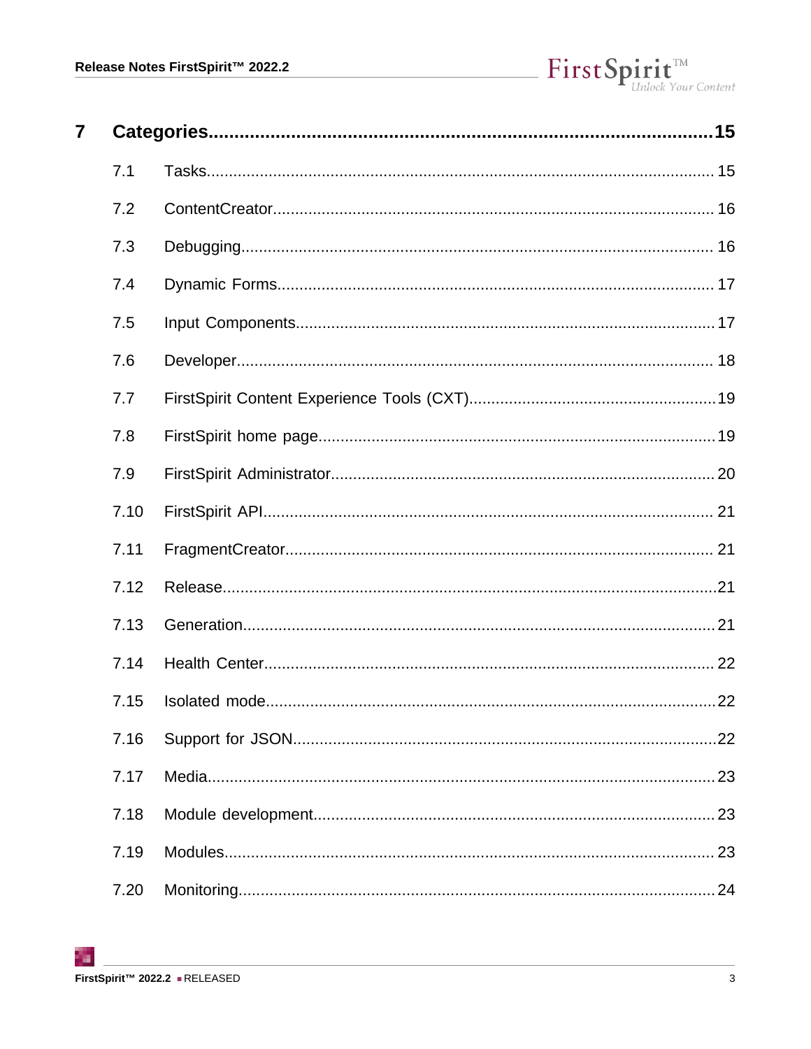**7 Categories....15**

- 7.1 Tasks....15
- 7.2 ContentCreator....16
- 7.3 Debugging....16
- 7.4 Dynamic Forms....17
- 7.5 Input Components....17
- 7.6 Developer....18
- 7.7 FirstSpirit Content Experience Tools (CXT)....19
- 7.8 FirstSpirit home page....19
- 7.9 FirstSpirit Administrator....20
- 7.10 FirstSpirit API....21
- 7.11 FragmentCreator....21
- 7.12 Release....21
- 7.13 Generation....21
- 7.14 Health Center....22
- 7.15 Isolated mode....22
- 7.16 Support for JSON....22
- 7.17 Media....23
- 7.18 Module development....23
- 7.19 Modules....23
- 7.20 Monitoring....24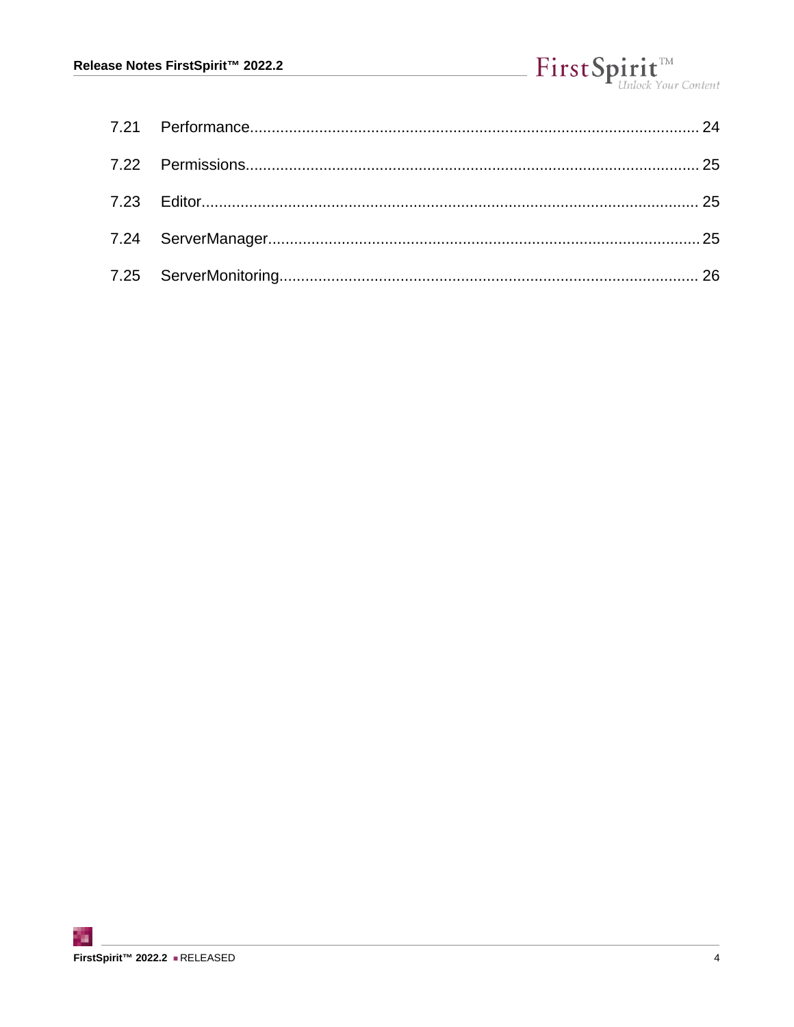7.21 Performance ........................................................................................................ 24

7.22 Permissions ........................................................................................................ 25

7.23 Editor ................................................................................................................. 25

7.24 ServerManager .................................................................................................... 25

7.25 ServerMonitoring ................................................................................................. 26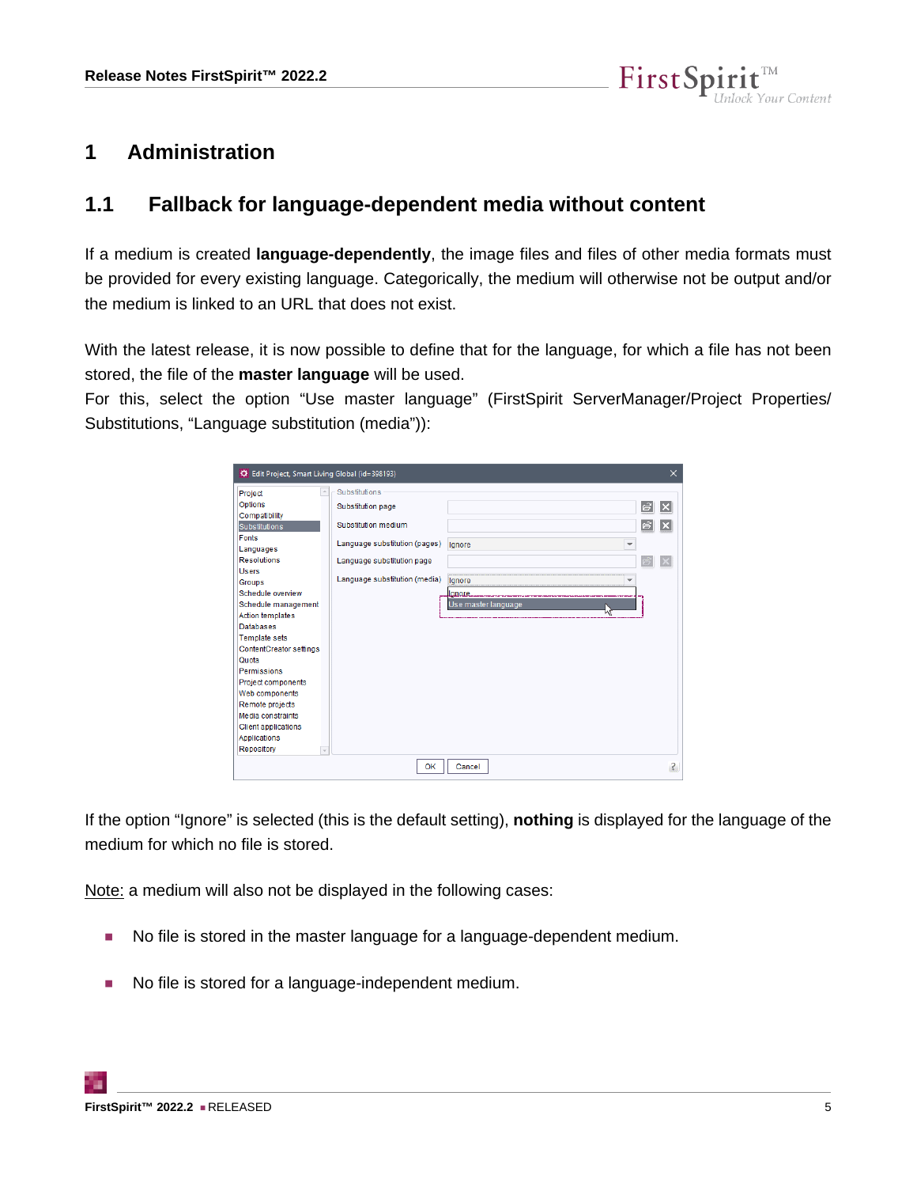# 1 Administration

## 1.1 Fallback for language-dependent media without content

If a medium is created **language-dependently**, the image files and files of other media formats must be provided for every existing language. Categorically, the medium will otherwise not be output and/or the medium is linked to an URL that does not exist.

With the latest release, it is now possible to define that for the language, for which a file has not been stored, the file of the **master language** will be used.
For this, select the option “Use master language” (FirstSpirit ServerManager/Project Properties/ Substitutions, “Language substitution (media)”):

If the option “Ignore” is selected (this is the default setting), **nothing** is displayed for the language of the medium for which no file is stored.

Note: a medium will also not be displayed in the following cases:

- No file is stored in the master language for a language-dependent medium.
- No file is stored for a language-independent medium.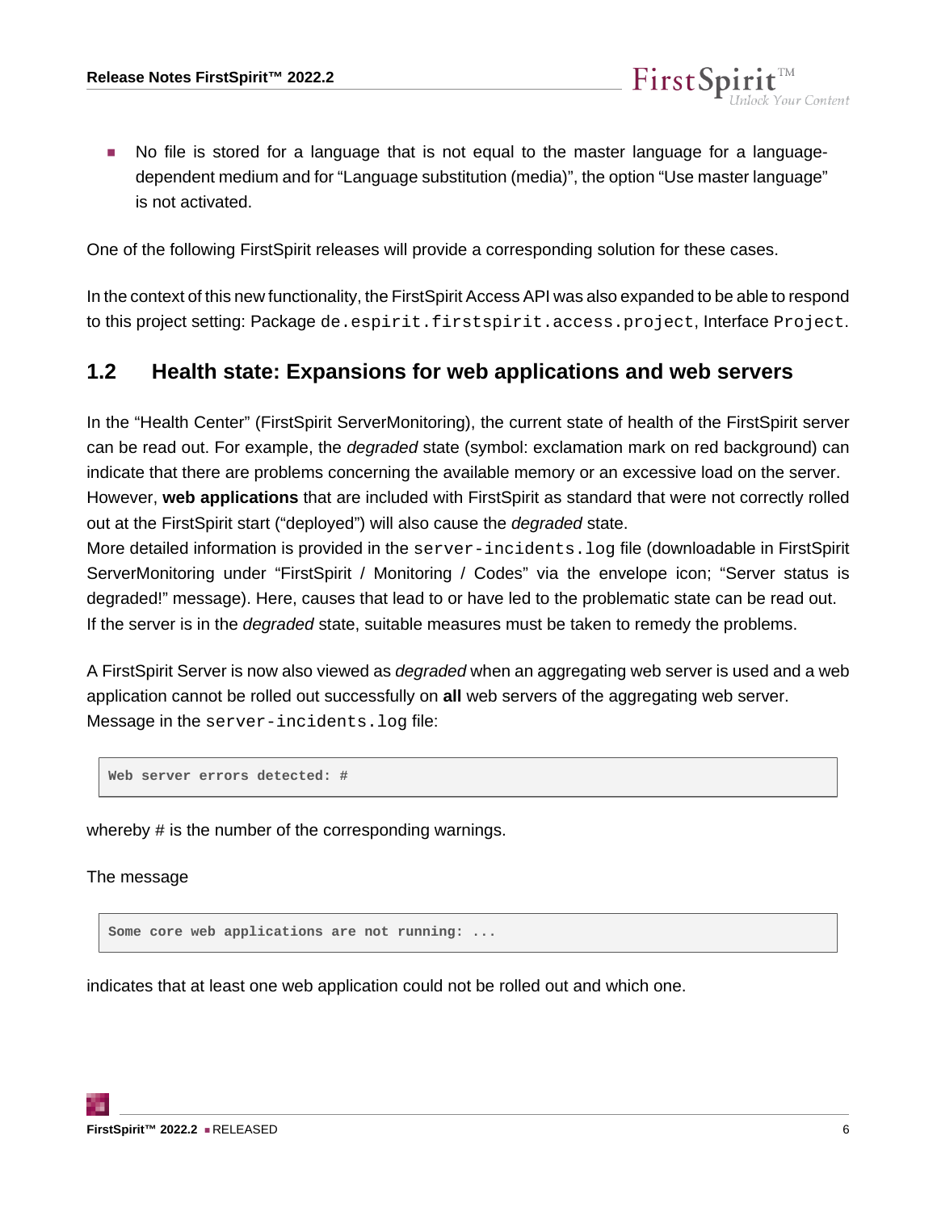- No file is stored for a language that is not equal to the master language for a language-dependent medium and for “Language substitution (media)”, the option “Use master language” is not activated.

One of the following FirstSpirit releases will provide a corresponding solution for these cases.

In the context of this new functionality, the FirstSpirit Access API was also expanded to be able to respond to this project setting: Package `de.espirit.firstspirit.access.project`, Interface `Project`.

## 1.2 Health state: Expansions for web applications and web servers

In the “Health Center” (FirstSpirit ServerMonitoring), the current state of health of the FirstSpirit server can be read out. For example, the *degraded* state (symbol: exclamation mark on red background) can indicate that there are problems concerning the available memory or an excessive load on the server. However, **web applications** that are included with FirstSpirit as standard that were not correctly rolled out at the FirstSpirit start (“deployed”) will also cause the *degraded* state.
More detailed information is provided in the `server-incidents.log` file (downloadable in FirstSpirit ServerMonitoring under “FirstSpirit / Monitoring / Codes” via the envelope icon; “Server status is degraded!” message). Here, causes that lead to or have led to the problematic state can be read out.
If the server is in the *degraded* state, suitable measures must be taken to remedy the problems.

A FirstSpirit Server is now also viewed as *degraded* when an aggregating web server is used and a web application cannot be rolled out successfully on **all** web servers of the aggregating web server.
Message in the `server-incidents.log` file:

```
Web server errors detected: #
```

whereby # is the number of the corresponding warnings.

The message

```
Some core web applications are not running: ...
```

indicates that at least one web application could not be rolled out and which one.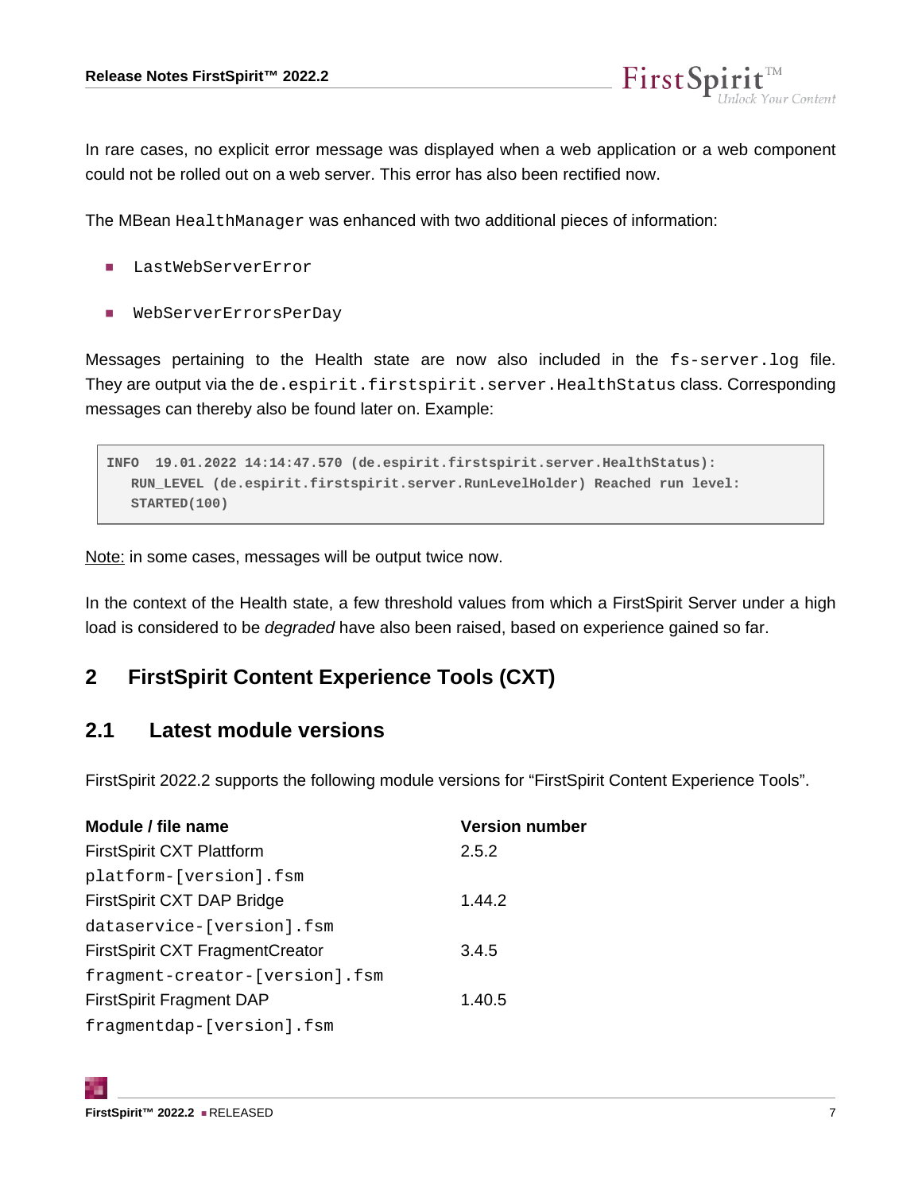In rare cases, no explicit error message was displayed when a web application or a web component could not be rolled out on a web server. This error has also been rectified now.

The MBean `HealthManager` was enhanced with two additional pieces of information:

- `LastWebServerError`
- `WebServerErrorsPerDay`

Messages pertaining to the Health state are now also included in the `fs-server.log` file. They are output via the `de.espirit.firstspirit.server.HealthStatus` class. Corresponding messages can thereby also be found later on. Example:

```
INFO  19.01.2022 14:14:47.570 (de.espirit.firstspirit.server.HealthStatus):
   RUN_LEVEL (de.espirit.firstspirit.server.RunLevelHolder) Reached run level:
   STARTED(100)
```

Note: in some cases, messages will be output twice now.

In the context of the Health state, a few threshold values from which a FirstSpirit Server under a high load is considered to be *degraded* have also been raised, based on experience gained so far.

# 2 FirstSpirit Content Experience Tools (CXT)

## 2.1 Latest module versions

FirstSpirit 2022.2 supports the following module versions for “FirstSpirit Content Experience Tools”.

| Module / file name | Version number |
|---|---|
| FirstSpirit CXT Plattform<br>`platform-[version].fsm` | 2.5.2 |
| FirstSpirit CXT DAP Bridge<br>`dataservice-[version].fsm` | 1.44.2 |
| FirstSpirit CXT FragmentCreator<br>`fragment-creator-[version].fsm` | 3.4.5 |
| FirstSpirit Fragment DAP<br>`fragmentdap-[version].fsm` | 1.40.5 |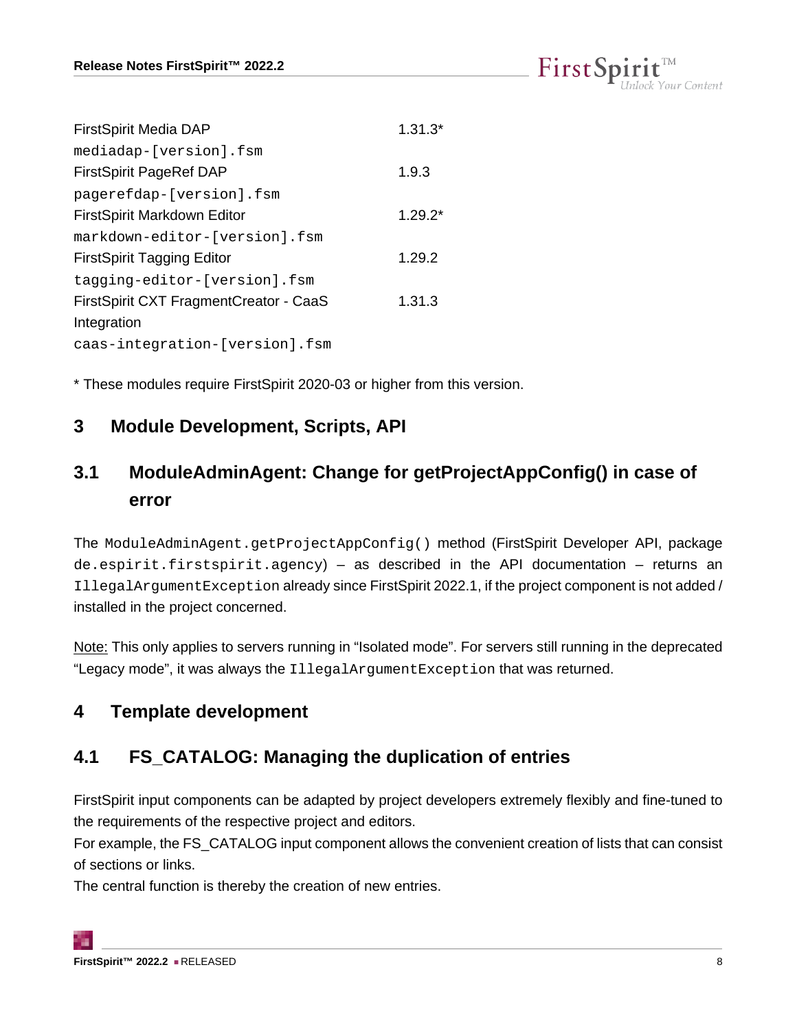| | |
|---|---|
| FirstSpirit Media DAP `mediadap-[version].fsm` | 1.31.3* |
| FirstSpirit PageRef DAP `pagerefdap-[version].fsm` | 1.9.3 |
| FirstSpirit Markdown Editor `markdown-editor-[version].fsm` | 1.29.2* |
| FirstSpirit Tagging Editor `tagging-editor-[version].fsm` | 1.29.2 |
| FirstSpirit CXT FragmentCreator - CaaS Integration `caas-integration-[version].fsm` | 1.31.3 |

* These modules require FirstSpirit 2020-03 or higher from this version.

# 3 Module Development, Scripts, API

## 3.1 ModuleAdminAgent: Change for getProjectAppConfig() in case of error

The `ModuleAdminAgent.getProjectAppConfig()` method (FirstSpirit Developer API, package `de.espirit.firstspirit.agency`) – as described in the API documentation – returns an `IllegalArgumentException` already since FirstSpirit 2022.1, if the project component is not added / installed in the project concerned.

Note: This only applies to servers running in “Isolated mode”. For servers still running in the deprecated “Legacy mode”, it was always the `IllegalArgumentException` that was returned.

# 4 Template development

## 4.1 FS_CATALOG: Managing the duplication of entries

FirstSpirit input components can be adapted by project developers extremely flexibly and fine-tuned to the requirements of the respective project and editors.
For example, the FS_CATALOG input component allows the convenient creation of lists that can consist of sections or links.
The central function is thereby the creation of new entries.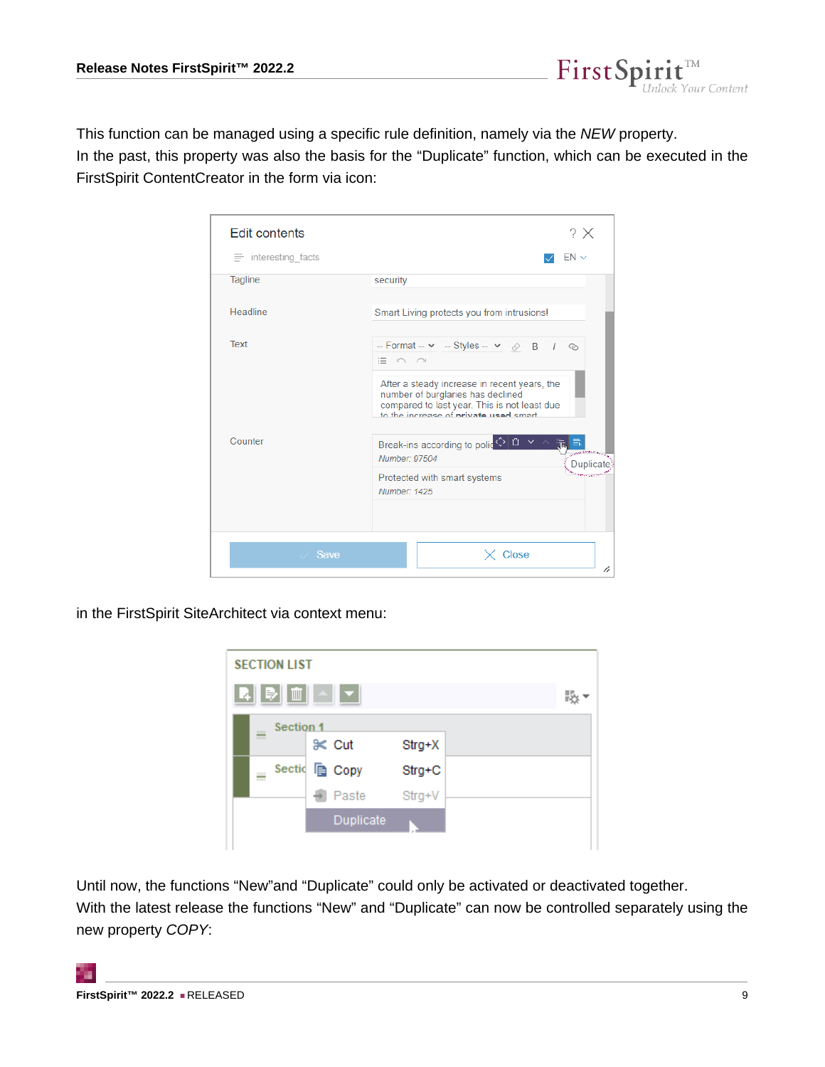This function can be managed using a specific rule definition, namely via the *NEW* property.
In the past, this property was also the basis for the “Duplicate” function, which can be executed in the FirstSpirit ContentCreator in the form via icon:

in the FirstSpirit SiteArchitect via context menu:

Until now, the functions “New”and “Duplicate” could only be activated or deactivated together.
With the latest release the functions “New” and “Duplicate” can now be controlled separately using the new property *COPY*: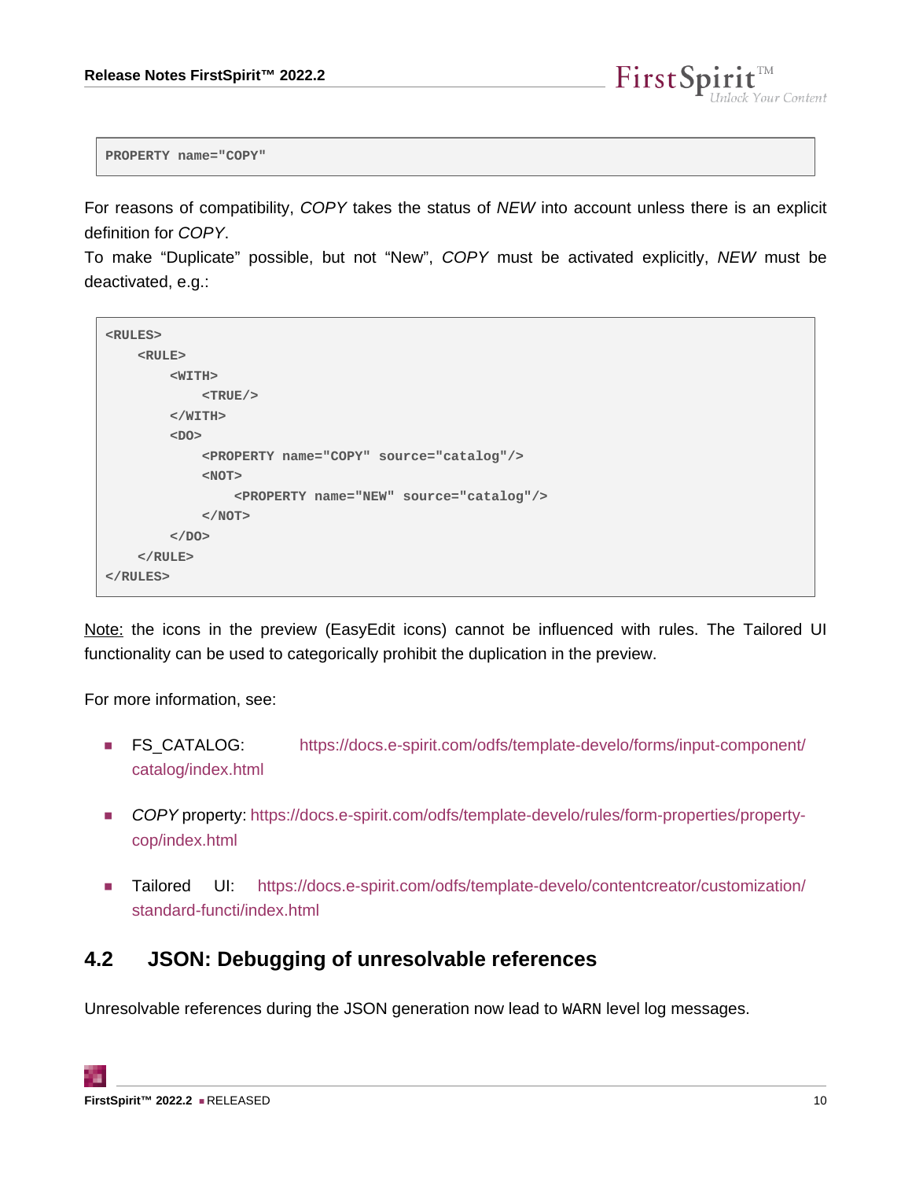```
PROPERTY name="COPY"
```

For reasons of compatibility, *COPY* takes the status of *NEW* into account unless there is an explicit definition for *COPY*.
To make "Duplicate" possible, but not "New", *COPY* must be activated explicitly, *NEW* must be deactivated, e.g.:

```
<RULES>
    <RULE>
        <WITH>
            <TRUE/>
        </WITH>
        <DO>
            <PROPERTY name="COPY" source="catalog"/>
            <NOT>
                <PROPERTY name="NEW" source="catalog"/>
            </NOT>
        </DO>
    </RULE>
</RULES>
```

Note: the icons in the preview (EasyEdit icons) cannot be influenced with rules. The Tailored UI functionality can be used to categorically prohibit the duplication in the preview.

For more information, see:

- FS_CATALOG: https://docs.e-spirit.com/odfs/template-develo/forms/input-component/catalog/index.html
- *COPY* property: https://docs.e-spirit.com/odfs/template-develo/rules/form-properties/property-cop/index.html
- Tailored UI: https://docs.e-spirit.com/odfs/template-develo/contentcreator/customization/standard-functi/index.html

## 4.2 JSON: Debugging of unresolvable references

Unresolvable references during the JSON generation now lead to `WARN` level log messages.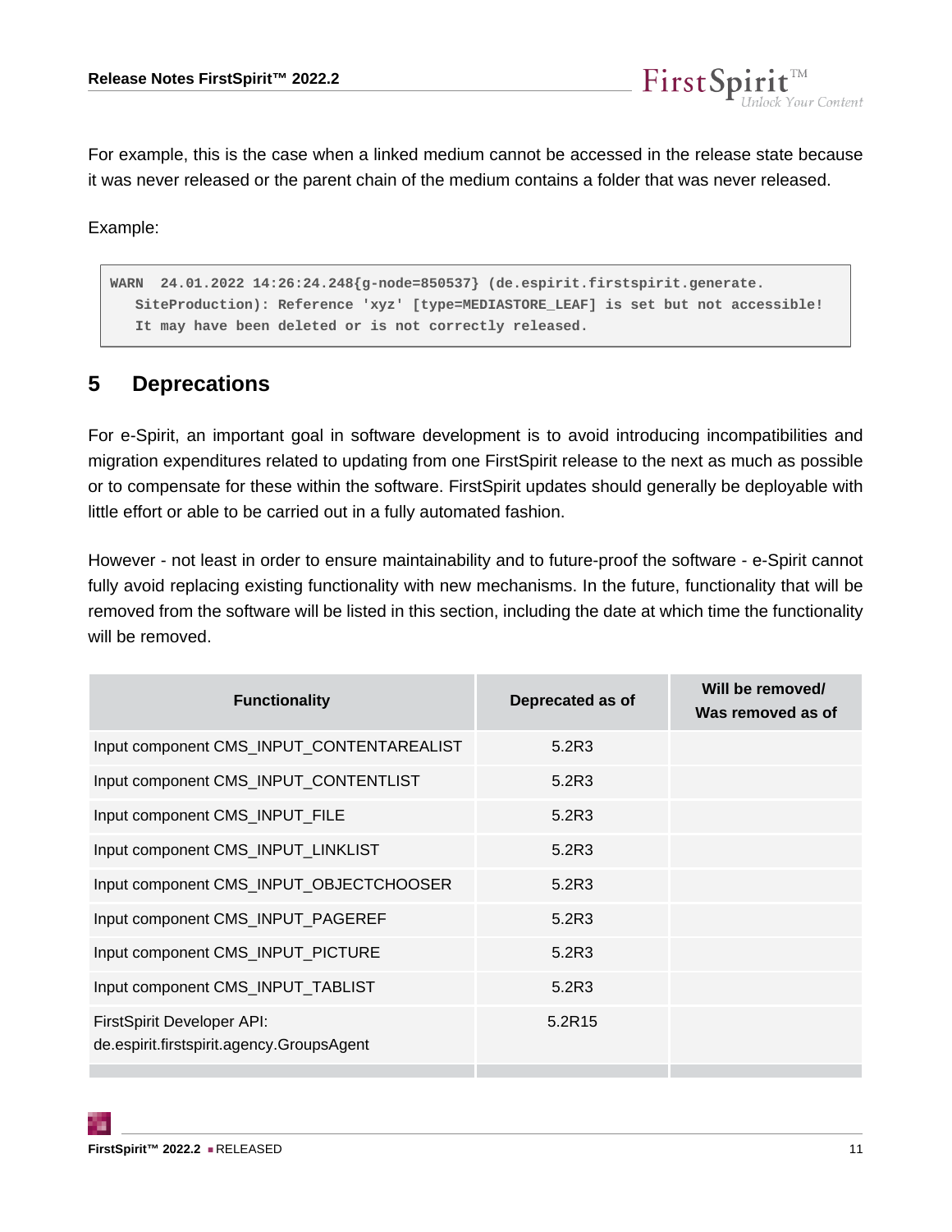For example, this is the case when a linked medium cannot be accessed in the release state because it was never released or the parent chain of the medium contains a folder that was never released.

Example:

```
WARN  24.01.2022 14:26:24.248{g-node=850537} (de.espirit.firstspirit.generate.
   SiteProduction): Reference 'xyz' [type=MEDIASTORE_LEAF] is set but not accessible!
   It may have been deleted or is not correctly released.
```

## 5 Deprecations

For e-Spirit, an important goal in software development is to avoid introducing incompatibilities and migration expenditures related to updating from one FirstSpirit release to the next as much as possible or to compensate for these within the software. FirstSpirit updates should generally be deployable with little effort or able to be carried out in a fully automated fashion.

However - not least in order to ensure maintainability and to future-proof the software - e-Spirit cannot fully avoid replacing existing functionality with new mechanisms. In the future, functionality that will be removed from the software will be listed in this section, including the date at which time the functionality will be removed.

| Functionality | Deprecated as of | Will be removed/ Was removed as of |
|---|---|---|
| Input component CMS_INPUT_CONTENTAREALIST | 5.2R3 | |
| Input component CMS_INPUT_CONTENTLIST | 5.2R3 | |
| Input component CMS_INPUT_FILE | 5.2R3 | |
| Input component CMS_INPUT_LINKLIST | 5.2R3 | |
| Input component CMS_INPUT_OBJECTCHOOSER | 5.2R3 | |
| Input component CMS_INPUT_PAGEREF | 5.2R3 | |
| Input component CMS_INPUT_PICTURE | 5.2R3 | |
| Input component CMS_INPUT_TABLIST | 5.2R3 | |
| FirstSpirit Developer API: de.espirit.firstspirit.agency.GroupsAgent | 5.2R15 | |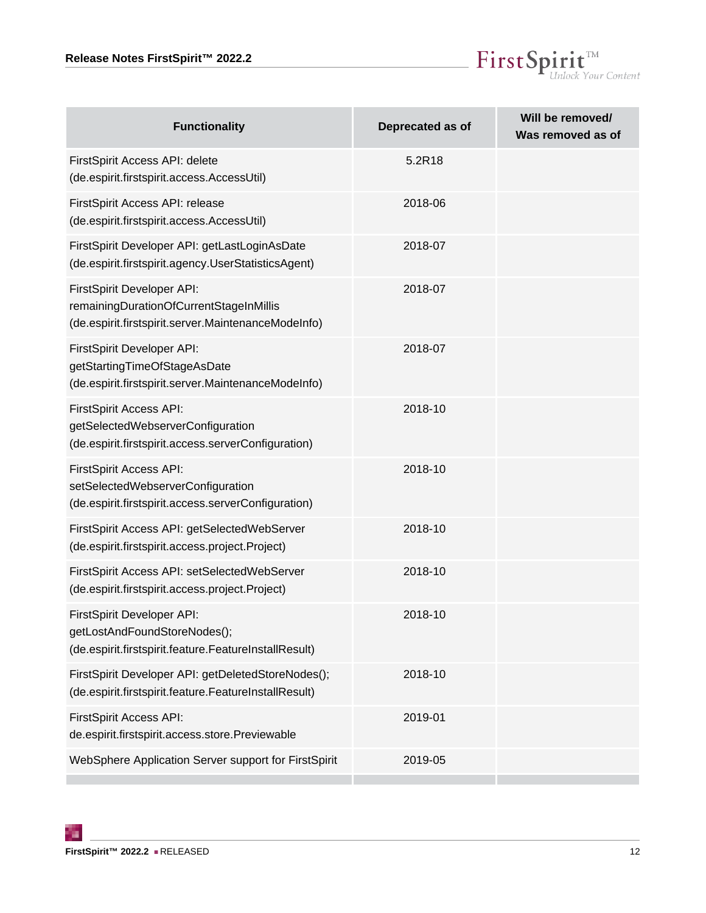| Functionality | Deprecated as of | Will be removed/ Was removed as of |
|---|---|---|
| FirstSpirit Access API: delete (de.espirit.firstspirit.access.AccessUtil) | 5.2R18 | |
| FirstSpirit Access API: release (de.espirit.firstspirit.access.AccessUtil) | 2018-06 | |
| FirstSpirit Developer API: getLastLoginAsDate (de.espirit.firstspirit.agency.UserStatisticsAgent) | 2018-07 | |
| FirstSpirit Developer API: remainingDurationOfCurrentStageInMillis (de.espirit.firstspirit.server.MaintenanceModeInfo) | 2018-07 | |
| FirstSpirit Developer API: getStartingTimeOfStageAsDate (de.espirit.firstspirit.server.MaintenanceModeInfo) | 2018-07 | |
| FirstSpirit Access API: getSelectedWebserverConfiguration (de.espirit.firstspirit.access.serverConfiguration) | 2018-10 | |
| FirstSpirit Access API: setSelectedWebserverConfiguration (de.espirit.firstspirit.access.serverConfiguration) | 2018-10 | |
| FirstSpirit Access API: getSelectedWebServer (de.espirit.firstspirit.access.project.Project) | 2018-10 | |
| FirstSpirit Access API: setSelectedWebServer (de.espirit.firstspirit.access.project.Project) | 2018-10 | |
| FirstSpirit Developer API: getLostAndFoundStoreNodes(); (de.espirit.firstspirit.feature.FeatureInstallResult) | 2018-10 | |
| FirstSpirit Developer API: getDeletedStoreNodes(); (de.espirit.firstspirit.feature.FeatureInstallResult) | 2018-10 | |
| FirstSpirit Access API: de.espirit.firstspirit.access.store.Previewable | 2019-01 | |
| WebSphere Application Server support for FirstSpirit | 2019-05 | |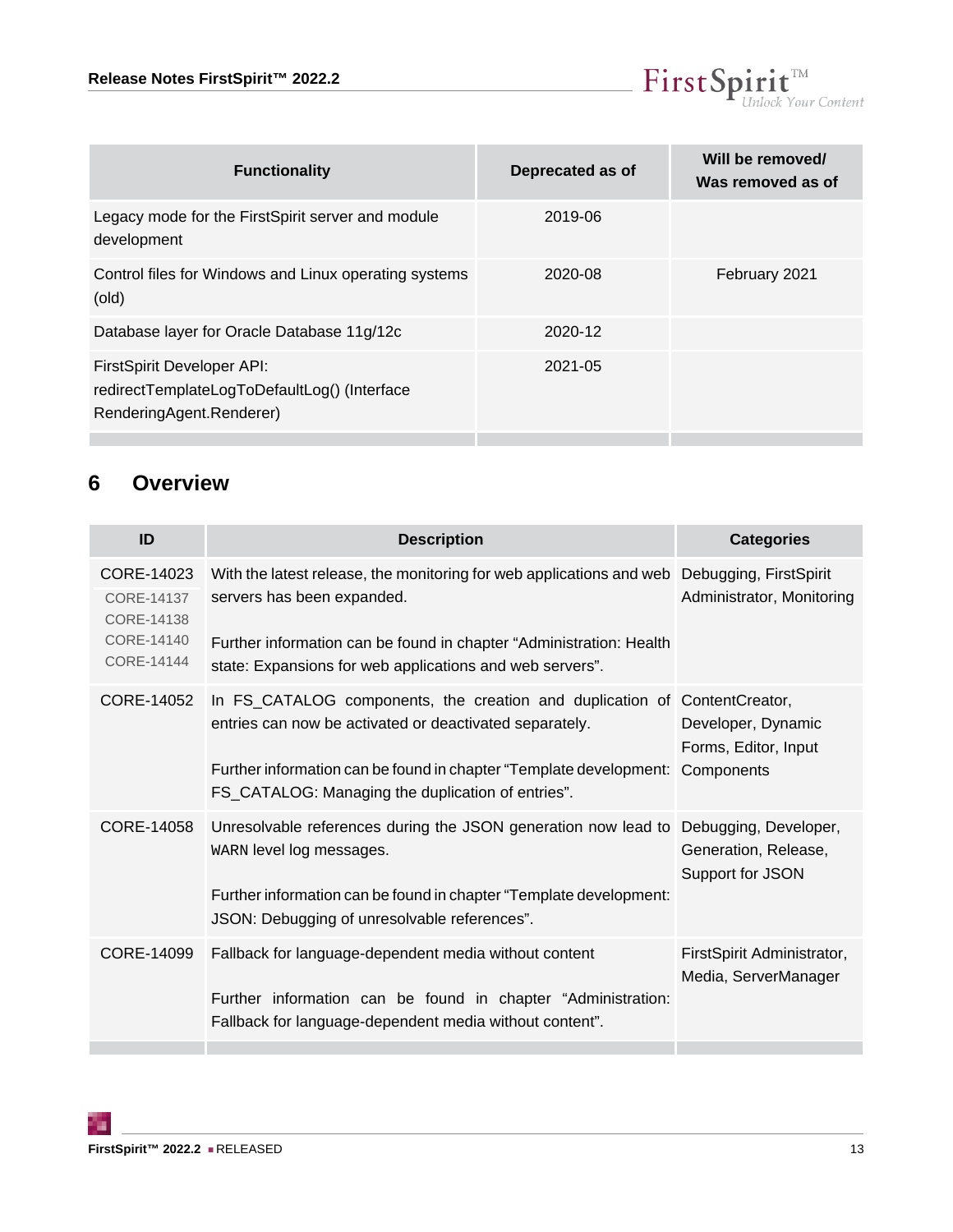| Functionality | Deprecated as of | Will be removed/ Was removed as of |
| --- | --- | --- |
| Legacy mode for the FirstSpirit server and module development | 2019-06 | |
| Control files for Windows and Linux operating systems (old) | 2020-08 | February 2021 |
| Database layer for Oracle Database 11g/12c | 2020-12 | |
| FirstSpirit Developer API: redirectTemplateLogToDefaultLog() (Interface RenderingAgent.Renderer) | 2021-05 | |

## 6 Overview

| ID | Description | Categories |
| --- | --- | --- |
| CORE-14023 CORE-14137 CORE-14138 CORE-14140 CORE-14144 | With the latest release, the monitoring for web applications and web servers has been expanded.<br><br>Further information can be found in chapter "Administration: Health state: Expansions for web applications and web servers". | Debugging, FirstSpirit Administrator, Monitoring |
| CORE-14052 | In FS_CATALOG components, the creation and duplication of entries can now be activated or deactivated separately.<br><br>Further information can be found in chapter "Template development: FS_CATALOG: Managing the duplication of entries". | ContentCreator, Developer, Dynamic Forms, Editor, Input Components |
| CORE-14058 | Unresolvable references during the JSON generation now lead to `WARN` level log messages.<br><br>Further information can be found in chapter "Template development: JSON: Debugging of unresolvable references". | Debugging, Developer, Generation, Release, Support for JSON |
| CORE-14099 | Fallback for language-dependent media without content<br><br>Further information can be found in chapter "Administration: Fallback for language-dependent media without content". | FirstSpirit Administrator, Media, ServerManager |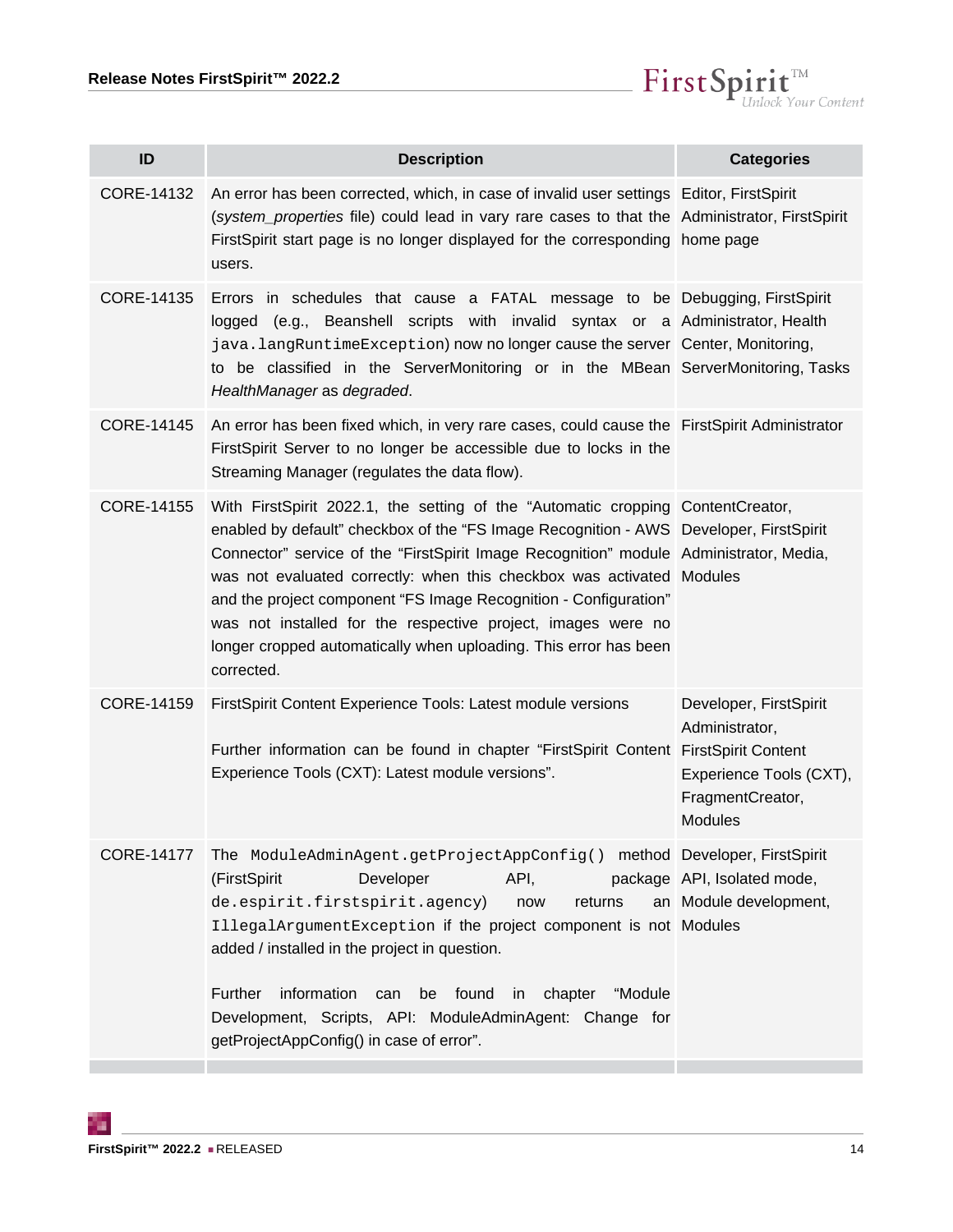| ID | Description | Categories |
|---|---|---|
| CORE-14132 | An error has been corrected, which, in case of invalid user settings (*system_properties* file) could lead in vary rare cases to that the FirstSpirit start page is no longer displayed for the corresponding users. | Editor, FirstSpirit Administrator, FirstSpirit home page |
| CORE-14135 | Errors in schedules that cause a `FATAL` message to be logged (e.g., Beanshell scripts with invalid syntax or a `java.langRuntimeException`) now no longer cause the server to be classified in the ServerMonitoring or in the MBean *HealthManager* as *degraded*. | Debugging, FirstSpirit Administrator, Health Center, Monitoring, ServerMonitoring, Tasks |
| CORE-14145 | An error has been fixed which, in very rare cases, could cause the FirstSpirit Server to no longer be accessible due to locks in the Streaming Manager (regulates the data flow). | FirstSpirit Administrator |
| CORE-14155 | With FirstSpirit 2022.1, the setting of the "Automatic cropping enabled by default" checkbox of the "FS Image Recognition - AWS Connector" service of the "FirstSpirit Image Recognition" module was not evaluated correctly: when this checkbox was activated and the project component "FS Image Recognition - Configuration" was not installed for the respective project, images were no longer cropped automatically when uploading. This error has been corrected. | ContentCreator, Developer, FirstSpirit Administrator, Media, Modules |
| CORE-14159 | FirstSpirit Content Experience Tools: Latest module versions<br><br>Further information can be found in chapter "FirstSpirit Content Experience Tools (CXT): Latest module versions". | Developer, FirstSpirit Administrator, FirstSpirit Content Experience Tools (CXT), FragmentCreator, Modules |
| CORE-14177 | The `ModuleAdminAgent.getProjectAppConfig()` method (FirstSpirit Developer API, package `de.espirit.firstspirit.agency`) now returns an `IllegalArgumentException` if the project component is not added / installed in the project in question.<br><br>Further information can be found in chapter "Module Development, Scripts, API: ModuleAdminAgent: Change for getProjectAppConfig() in case of error". | Developer, FirstSpirit API, Isolated mode, Module development, Modules |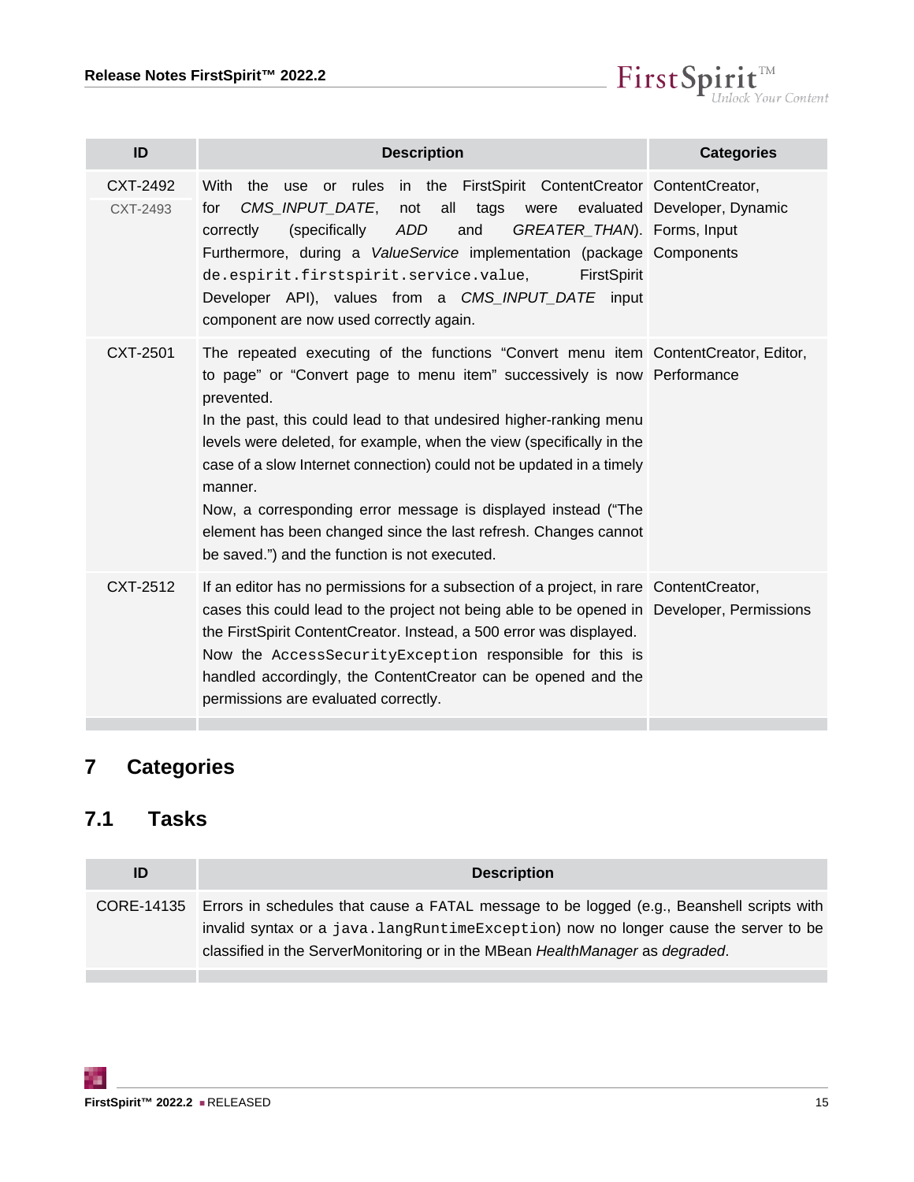| ID | Description | Categories |
|---|---|---|
| CXT-2492 CXT-2493 | With the use or rules in the FirstSpirit ContentCreator for *CMS_INPUT_DATE*, not all tags were evaluated correctly (specifically *ADD* and *GREATER_THAN*). Furthermore, during a *ValueService* implementation (package `de.espirit.firstspirit.service.value`, FirstSpirit Developer API), values from a *CMS_INPUT_DATE* input component are now used correctly again. | ContentCreator, Developer, Dynamic Forms, Input Components |
| CXT-2501 | The repeated executing of the functions "Convert menu item to page" or "Convert page to menu item" successively is now prevented.<br>In the past, this could lead to that undesired higher-ranking menu levels were deleted, for example, when the view (specifically in the case of a slow Internet connection) could not be updated in a timely manner.<br>Now, a corresponding error message is displayed instead ("The element has been changed since the last refresh. Changes cannot be saved.") and the function is not executed. | ContentCreator, Editor, Performance |
| CXT-2512 | If an editor has no permissions for a subsection of a project, in rare cases this could lead to the project not being able to be opened in the FirstSpirit ContentCreator. Instead, a 500 error was displayed.<br>Now the `AccessSecurityException` responsible for this is handled accordingly, the ContentCreator can be opened and the permissions are evaluated correctly. | ContentCreator, Developer, Permissions |

# 7 Categories

## 7.1 Tasks

| ID | Description |
|---|---|
| CORE-14135 | Errors in schedules that cause a `FATAL` message to be logged (e.g., Beanshell scripts with invalid syntax or a `java.langRuntimeException`) now no longer cause the server to be classified in the ServerMonitoring or in the MBean *HealthManager* as *degraded*. |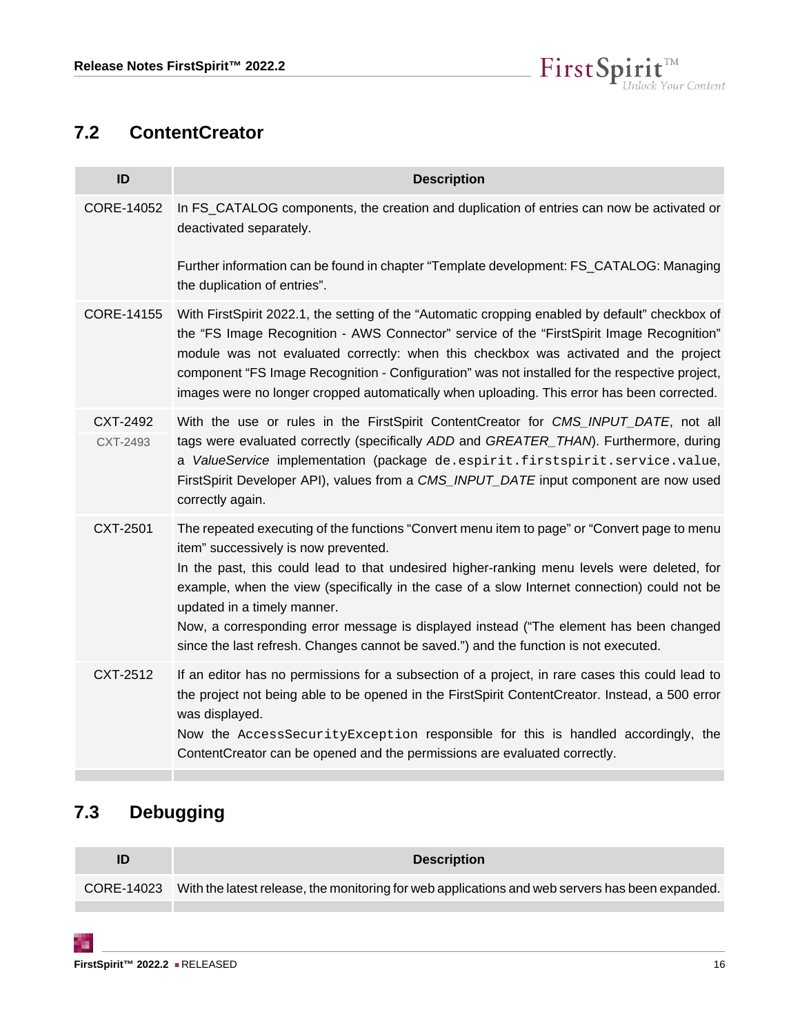## 7.2 ContentCreator

| ID | Description |
|---|---|
| CORE-14052 | In FS_CATALOG components, the creation and duplication of entries can now be activated or deactivated separately.<br><br>Further information can be found in chapter “Template development: FS_CATALOG: Managing the duplication of entries”. |
| CORE-14155 | With FirstSpirit 2022.1, the setting of the “Automatic cropping enabled by default” checkbox of the “FS Image Recognition - AWS Connector” service of the “FirstSpirit Image Recognition” module was not evaluated correctly: when this checkbox was activated and the project component “FS Image Recognition - Configuration” was not installed for the respective project, images were no longer cropped automatically when uploading. This error has been corrected. |
| CXT-2492<br>CXT-2493 | With the use or rules in the FirstSpirit ContentCreator for *CMS_INPUT_DATE*, not all tags were evaluated correctly (specifically *ADD* and *GREATER_THAN*). Furthermore, during a *ValueService* implementation (package `de.espirit.firstspirit.service.value`, FirstSpirit Developer API), values from a *CMS_INPUT_DATE* input component are now used correctly again. |
| CXT-2501 | The repeated executing of the functions “Convert menu item to page” or “Convert page to menu item” successively is now prevented.<br>In the past, this could lead to that undesired higher-ranking menu levels were deleted, for example, when the view (specifically in the case of a slow Internet connection) could not be updated in a timely manner.<br>Now, a corresponding error message is displayed instead (“The element has been changed since the last refresh. Changes cannot be saved.”) and the function is not executed. |
| CXT-2512 | If an editor has no permissions for a subsection of a project, in rare cases this could lead to the project not being able to be opened in the FirstSpirit ContentCreator. Instead, a 500 error was displayed.<br>Now the `AccessSecurityException` responsible for this is handled accordingly, the ContentCreator can be opened and the permissions are evaluated correctly. |

## 7.3 Debugging

| ID | Description |
|---|---|
| CORE-14023 | With the latest release, the monitoring for web applications and web servers has been expanded. |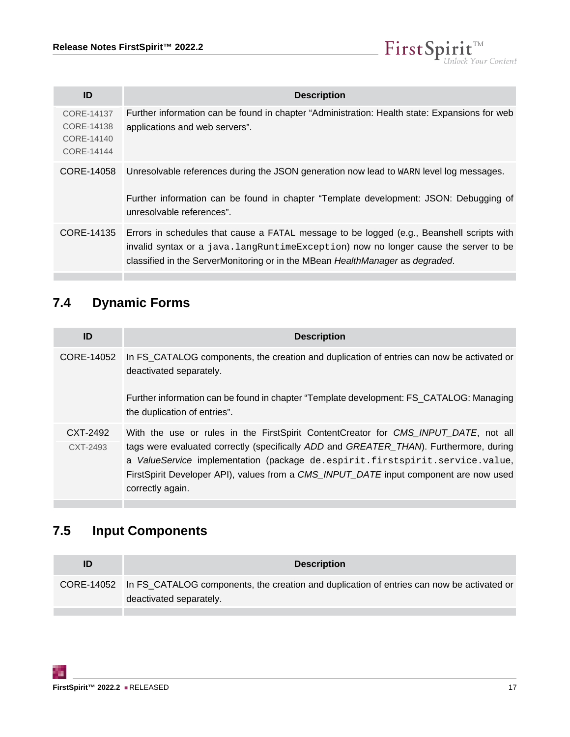| ID | Description |
| --- | --- |
| CORE-14137<br>CORE-14138<br>CORE-14140<br>CORE-14144 | Further information can be found in chapter “Administration: Health state: Expansions for web applications and web servers”. |
| CORE-14058 | Unresolvable references during the JSON generation now lead to `WARN` level log messages.<br><br>Further information can be found in chapter “Template development: JSON: Debugging of unresolvable references”. |
| CORE-14135 | Errors in schedules that cause a `FATAL` message to be logged (e.g., Beanshell scripts with invalid syntax or a `java.langRuntimeException`) now no longer cause the server to be classified in the ServerMonitoring or in the MBean *HealthManager* as *degraded*. |

## 7.4 Dynamic Forms

| ID | Description |
| --- | --- |
| CORE-14052 | In FS_CATALOG components, the creation and duplication of entries can now be activated or deactivated separately.<br><br>Further information can be found in chapter “Template development: FS_CATALOG: Managing the duplication of entries”. |
| CXT-2492<br>CXT-2493 | With the use or rules in the FirstSpirit ContentCreator for *CMS_INPUT_DATE*, not all tags were evaluated correctly (specifically *ADD* and *GREATER_THAN*). Furthermore, during a *ValueService* implementation (package `de.espirit.firstspirit.service.value`, FirstSpirit Developer API), values from a *CMS_INPUT_DATE* input component are now used correctly again. |

## 7.5 Input Components

| ID | Description |
| --- | --- |
| CORE-14052 | In FS_CATALOG components, the creation and duplication of entries can now be activated or deactivated separately. |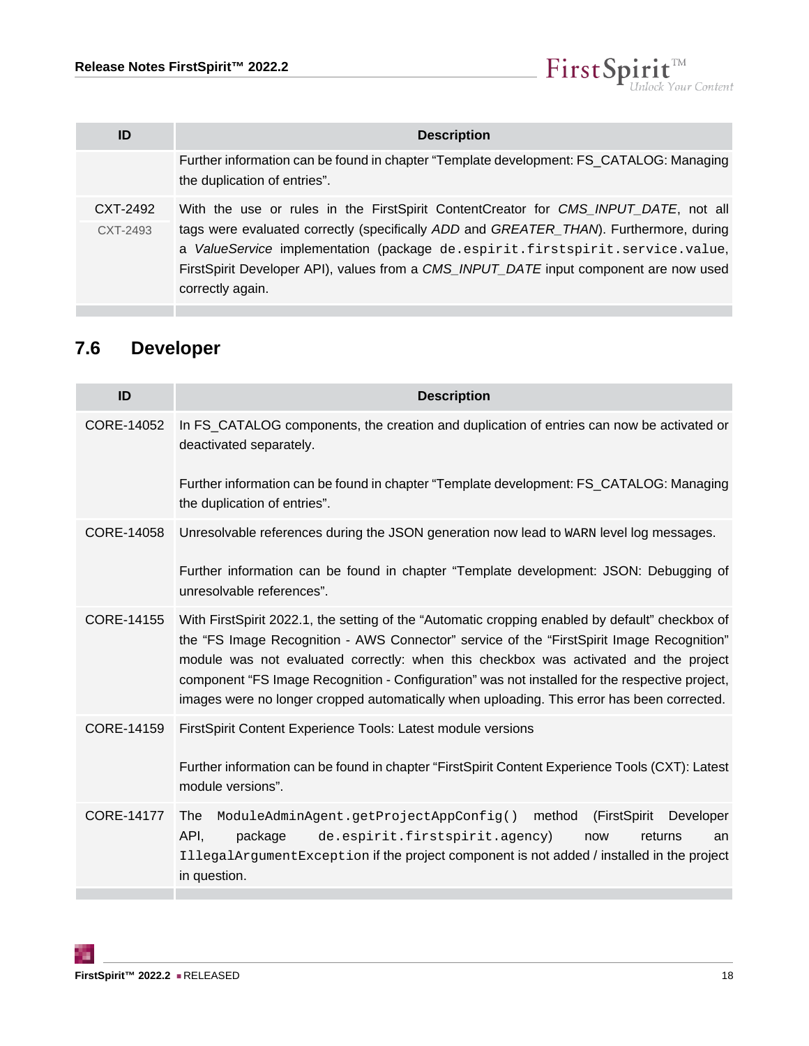| ID | Description |
| --- | --- |
| | Further information can be found in chapter "Template development: FS_CATALOG: Managing the duplication of entries". |
| CXT-2492<br>CXT-2493 | With the use or rules in the FirstSpirit ContentCreator for *CMS_INPUT_DATE*, not all tags were evaluated correctly (specifically *ADD* and *GREATER_THAN*). Furthermore, during a *ValueService* implementation (package `de.espirit.firstspirit.service.value`, FirstSpirit Developer API), values from a *CMS_INPUT_DATE* input component are now used correctly again. |

## 7.6 Developer

| ID | Description |
| --- | --- |
| CORE-14052 | In FS_CATALOG components, the creation and duplication of entries can now be activated or deactivated separately.<br><br>Further information can be found in chapter "Template development: FS_CATALOG: Managing the duplication of entries". |
| CORE-14058 | Unresolvable references during the JSON generation now lead to `WARN` level log messages.<br><br>Further information can be found in chapter "Template development: JSON: Debugging of unresolvable references". |
| CORE-14155 | With FirstSpirit 2022.1, the setting of the "Automatic cropping enabled by default" checkbox of the "FS Image Recognition - AWS Connector" service of the "FirstSpirit Image Recognition" module was not evaluated correctly: when this checkbox was activated and the project component "FS Image Recognition - Configuration" was not installed for the respective project, images were no longer cropped automatically when uploading. This error has been corrected. |
| CORE-14159 | FirstSpirit Content Experience Tools: Latest module versions<br><br>Further information can be found in chapter "FirstSpirit Content Experience Tools (CXT): Latest module versions". |
| CORE-14177 | The `ModuleAdminAgent.getProjectAppConfig()` method (FirstSpirit Developer API, package `de.espirit.firstspirit.agency`) now returns an `IllegalArgumentException` if the project component is not added / installed in the project in question. |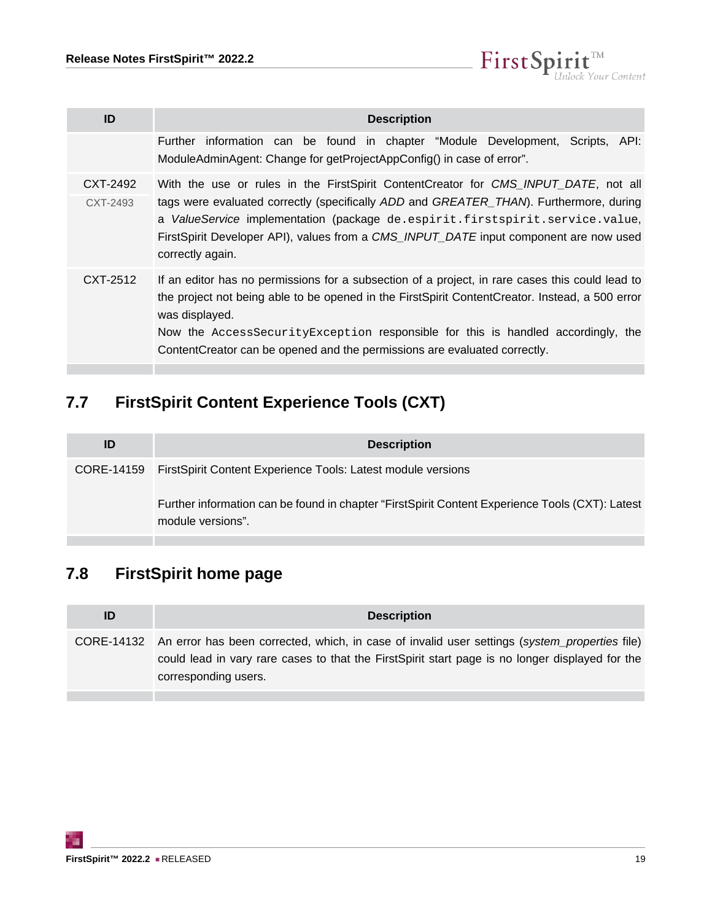| ID | Description |
| --- | --- |
| | Further information can be found in chapter “Module Development, Scripts, API: ModuleAdminAgent: Change for getProjectAppConfig() in case of error”. |
| CXT-2492<br>CXT-2493 | With the use or rules in the FirstSpirit ContentCreator for *CMS_INPUT_DATE*, not all tags were evaluated correctly (specifically *ADD* and *GREATER_THAN*). Furthermore, during a *ValueService* implementation (package `de.espirit.firstspirit.service.value`, FirstSpirit Developer API), values from a *CMS_INPUT_DATE* input component are now used correctly again. |
| CXT-2512 | If an editor has no permissions for a subsection of a project, in rare cases this could lead to the project not being able to be opened in the FirstSpirit ContentCreator. Instead, a 500 error was displayed.<br>Now the `AccessSecurityException` responsible for this is handled accordingly, the ContentCreator can be opened and the permissions are evaluated correctly. |

## 7.7 FirstSpirit Content Experience Tools (CXT)

| ID | Description |
| --- | --- |
| CORE-14159 | FirstSpirit Content Experience Tools: Latest module versions<br><br>Further information can be found in chapter “FirstSpirit Content Experience Tools (CXT): Latest module versions”. |

## 7.8 FirstSpirit home page

| ID | Description |
| --- | --- |
| CORE-14132 | An error has been corrected, which, in case of invalid user settings (*system_properties* file) could lead in vary rare cases to that the FirstSpirit start page is no longer displayed for the corresponding users. |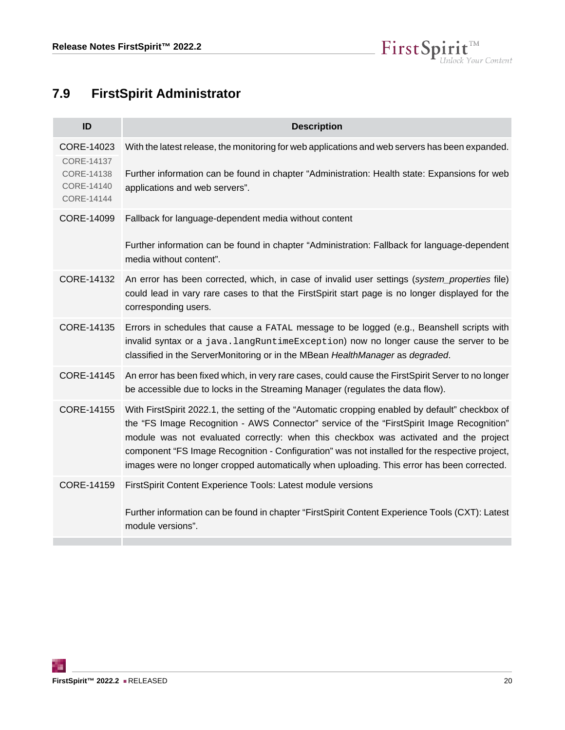## 7.9 FirstSpirit Administrator

| ID | Description |
|---|---|
| CORE-14023<br>CORE-14137<br>CORE-14138<br>CORE-14140<br>CORE-14144 | With the latest release, the monitoring for web applications and web servers has been expanded.<br><br>Further information can be found in chapter "Administration: Health state: Expansions for web applications and web servers". |
| CORE-14099 | Fallback for language-dependent media without content<br><br>Further information can be found in chapter "Administration: Fallback for language-dependent media without content". |
| CORE-14132 | An error has been corrected, which, in case of invalid user settings (*system_properties* file) could lead in vary rare cases to that the FirstSpirit start page is no longer displayed for the corresponding users. |
| CORE-14135 | Errors in schedules that cause a `FATAL` message to be logged (e.g., Beanshell scripts with invalid syntax or a `java.langRuntimeException`) now no longer cause the server to be classified in the ServerMonitoring or in the MBean *HealthManager* as *degraded*. |
| CORE-14145 | An error has been fixed which, in very rare cases, could cause the FirstSpirit Server to no longer be accessible due to locks in the Streaming Manager (regulates the data flow). |
| CORE-14155 | With FirstSpirit 2022.1, the setting of the "Automatic cropping enabled by default" checkbox of the "FS Image Recognition - AWS Connector" service of the "FirstSpirit Image Recognition" module was not evaluated correctly: when this checkbox was activated and the project component "FS Image Recognition - Configuration" was not installed for the respective project, images were no longer cropped automatically when uploading. This error has been corrected. |
| CORE-14159 | FirstSpirit Content Experience Tools: Latest module versions<br><br>Further information can be found in chapter "FirstSpirit Content Experience Tools (CXT): Latest module versions". |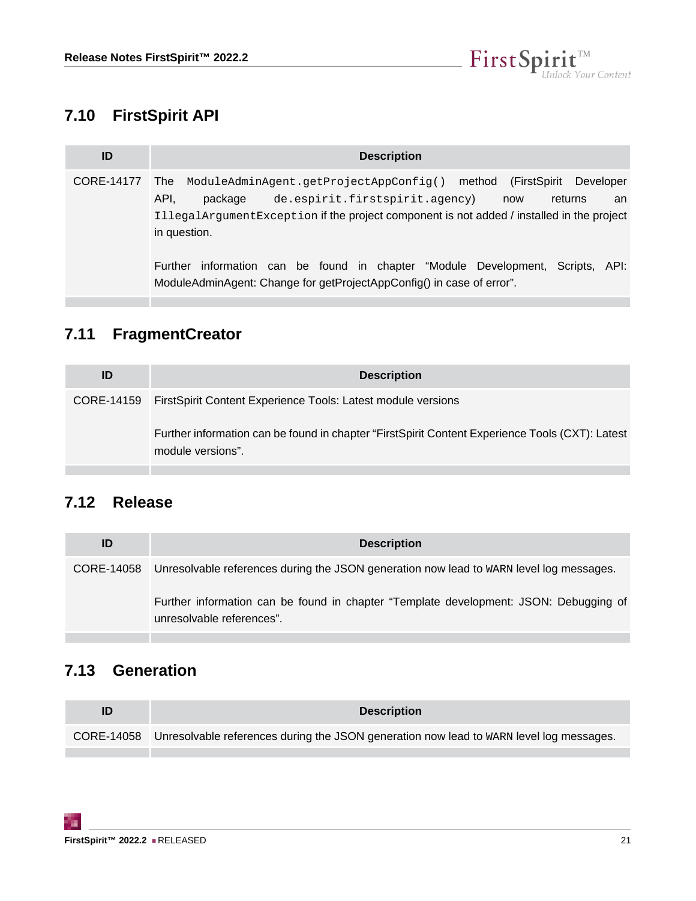## 7.10 FirstSpirit API

| ID | Description |
|---|---|
| CORE-14177 | The `ModuleAdminAgent.getProjectAppConfig()` method (FirstSpirit Developer API, package `de.espirit.firstspirit.agency`) now returns an `IllegalArgumentException` if the project component is not added / installed in the project in question.<br><br>Further information can be found in chapter “Module Development, Scripts, API: ModuleAdminAgent: Change for getProjectAppConfig() in case of error”. |

## 7.11 FragmentCreator

| ID | Description |
|---|---|
| CORE-14159 | FirstSpirit Content Experience Tools: Latest module versions<br><br>Further information can be found in chapter “FirstSpirit Content Experience Tools (CXT): Latest module versions”. |

## 7.12 Release

| ID | Description |
|---|---|
| CORE-14058 | Unresolvable references during the JSON generation now lead to `WARN` level log messages.<br><br>Further information can be found in chapter “Template development: JSON: Debugging of unresolvable references”. |

## 7.13 Generation

| ID | Description |
|---|---|
| CORE-14058 | Unresolvable references during the JSON generation now lead to `WARN` level log messages. |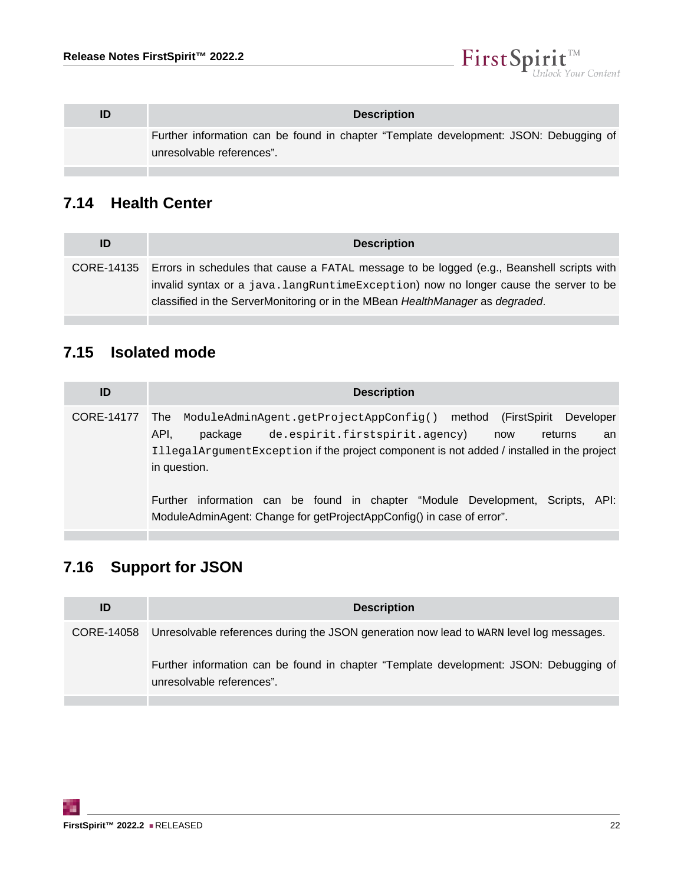| ID | Description |
|---|---|
| | Further information can be found in chapter “Template development: JSON: Debugging of unresolvable references”. |

## 7.14 Health Center

| ID | Description |
|---|---|
| CORE-14135 | Errors in schedules that cause a `FATAL` message to be logged (e.g., Beanshell scripts with invalid syntax or a `java.langRuntimeException`) now no longer cause the server to be classified in the ServerMonitoring or in the MBean *HealthManager* as *degraded*. |

## 7.15 Isolated mode

| ID | Description |
|---|---|
| CORE-14177 | The `ModuleAdminAgent.getProjectAppConfig()` method (FirstSpirit Developer API, package `de.espirit.firstspirit.agency`) now returns an `IllegalArgumentException` if the project component is not added / installed in the project in question.<br><br>Further information can be found in chapter “Module Development, Scripts, API: ModuleAdminAgent: Change for getProjectAppConfig() in case of error”. |

## 7.16 Support for JSON

| ID | Description |
|---|---|
| CORE-14058 | Unresolvable references during the JSON generation now lead to `WARN` level log messages.<br><br>Further information can be found in chapter “Template development: JSON: Debugging of unresolvable references”. |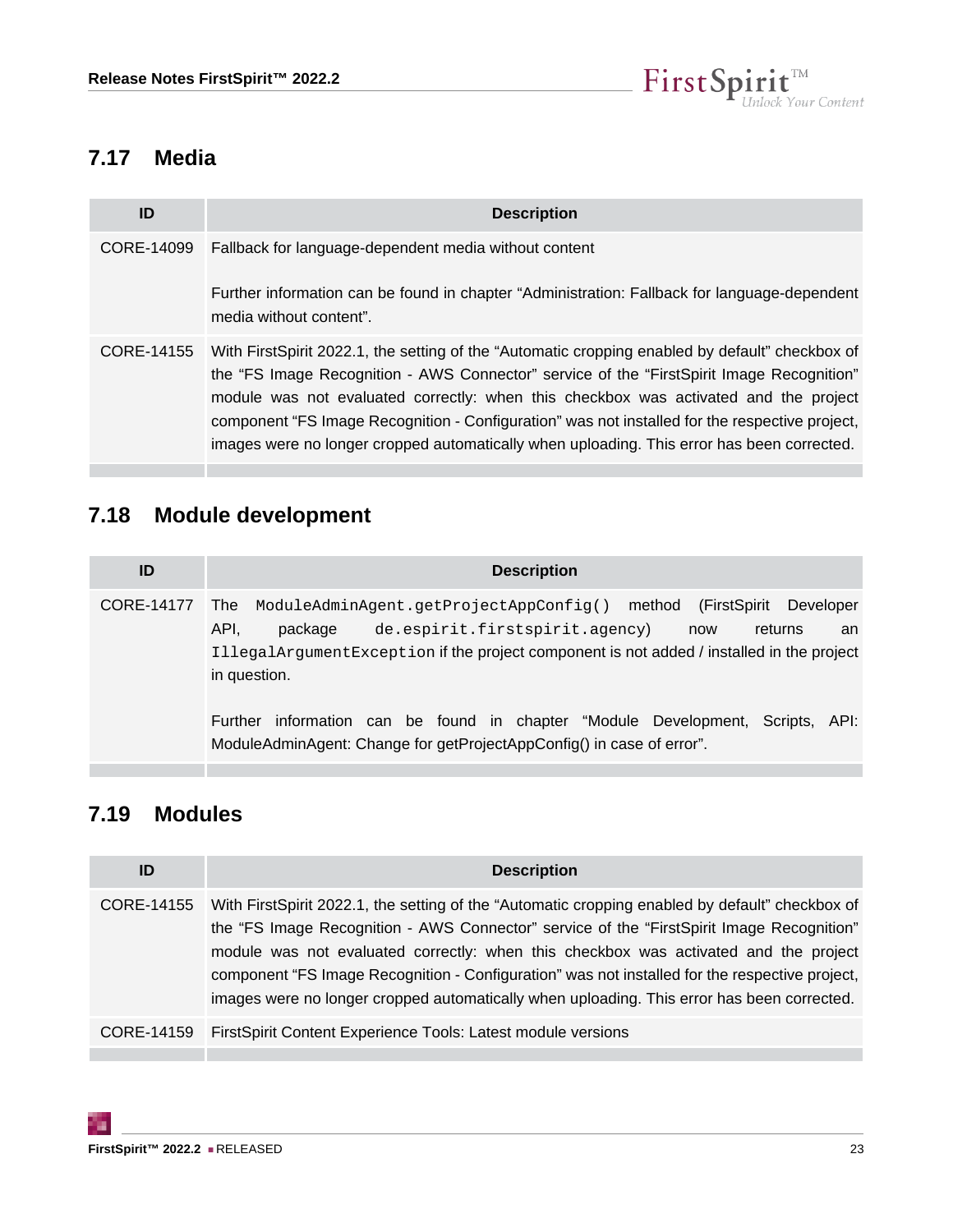## 7.17 Media

| ID | Description |
|---|---|
| CORE-14099 | Fallback for language-dependent media without content<br><br>Further information can be found in chapter “Administration: Fallback for language-dependent media without content”. |
| CORE-14155 | With FirstSpirit 2022.1, the setting of the “Automatic cropping enabled by default” checkbox of the “FS Image Recognition - AWS Connector” service of the “FirstSpirit Image Recognition” module was not evaluated correctly: when this checkbox was activated and the project component “FS Image Recognition - Configuration” was not installed for the respective project, images were no longer cropped automatically when uploading. This error has been corrected. |

## 7.18 Module development

| ID | Description |
|---|---|
| CORE-14177 | The `ModuleAdminAgent.getProjectAppConfig()` method (FirstSpirit Developer API, package `de.espirit.firstspirit.agency`) now returns an `IllegalArgumentException` if the project component is not added / installed in the project in question.<br><br>Further information can be found in chapter “Module Development, Scripts, API: ModuleAdminAgent: Change for getProjectAppConfig() in case of error”. |

## 7.19 Modules

| ID | Description |
|---|---|
| CORE-14155 | With FirstSpirit 2022.1, the setting of the “Automatic cropping enabled by default” checkbox of the “FS Image Recognition - AWS Connector” service of the “FirstSpirit Image Recognition” module was not evaluated correctly: when this checkbox was activated and the project component “FS Image Recognition - Configuration” was not installed for the respective project, images were no longer cropped automatically when uploading. This error has been corrected. |
| CORE-14159 | FirstSpirit Content Experience Tools: Latest module versions |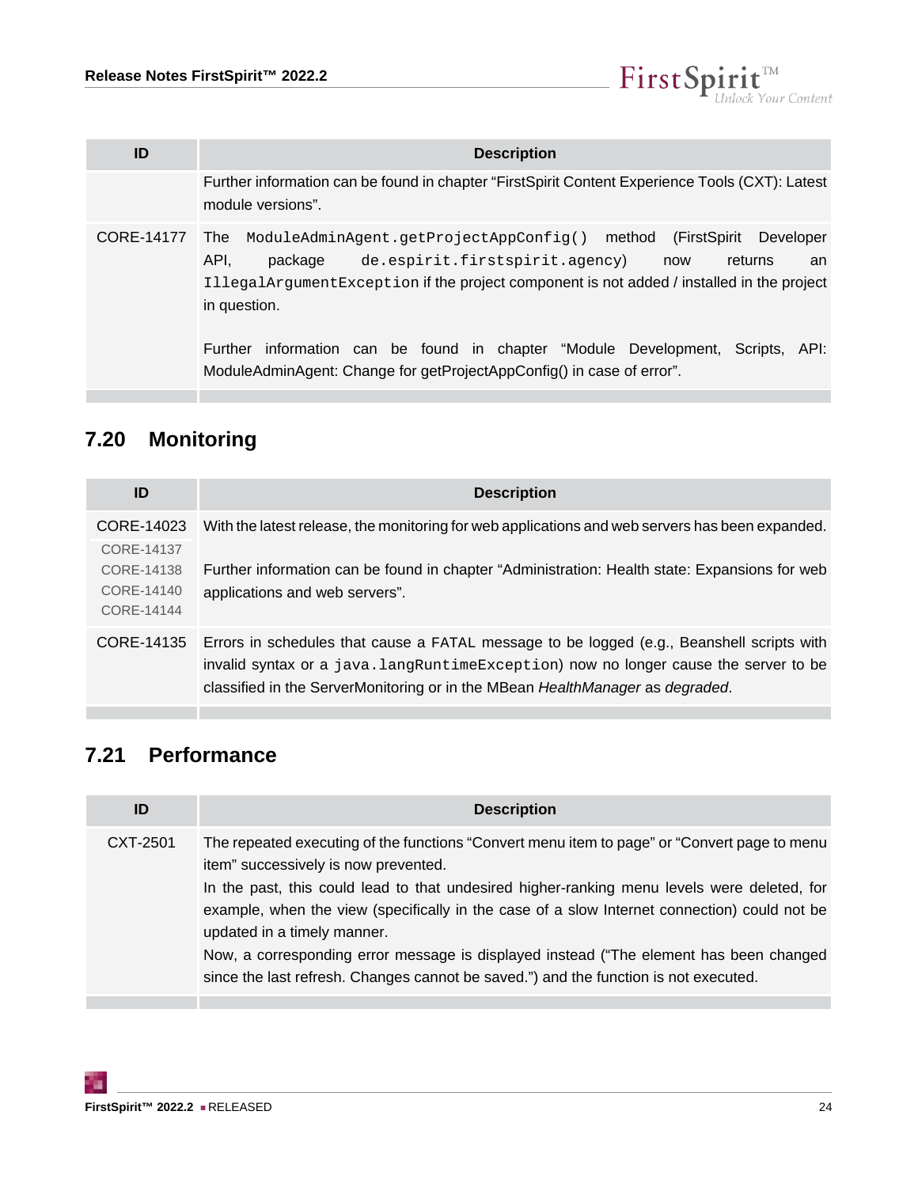| ID | Description |
|---|---|
| | Further information can be found in chapter “FirstSpirit Content Experience Tools (CXT): Latest module versions”. |
| CORE-14177 | The `ModuleAdminAgent.getProjectAppConfig()` method (FirstSpirit Developer API, package `de.espirit.firstspirit.agency`) now returns an `IllegalArgumentException` if the project component is not added / installed in the project in question.<br><br>Further information can be found in chapter “Module Development, Scripts, API: ModuleAdminAgent: Change for getProjectAppConfig() in case of error”. |

## 7.20 Monitoring

| ID | Description |
|---|---|
| CORE-14023<br>CORE-14137<br>CORE-14138<br>CORE-14140<br>CORE-14144 | With the latest release, the monitoring for web applications and web servers has been expanded.<br><br>Further information can be found in chapter “Administration: Health state: Expansions for web applications and web servers”. |
| CORE-14135 | Errors in schedules that cause a `FATAL` message to be logged (e.g., Beanshell scripts with invalid syntax or a `java.langRuntimeException`) now no longer cause the server to be classified in the ServerMonitoring or in the MBean *HealthManager* as *degraded*. |

## 7.21 Performance

| ID | Description |
|---|---|
| CXT-2501 | The repeated executing of the functions “Convert menu item to page” or “Convert page to menu item” successively is now prevented.<br>In the past, this could lead to that undesired higher-ranking menu levels were deleted, for example, when the view (specifically in the case of a slow Internet connection) could not be updated in a timely manner.<br>Now, a corresponding error message is displayed instead (“The element has been changed since the last refresh. Changes cannot be saved.”) and the function is not executed. |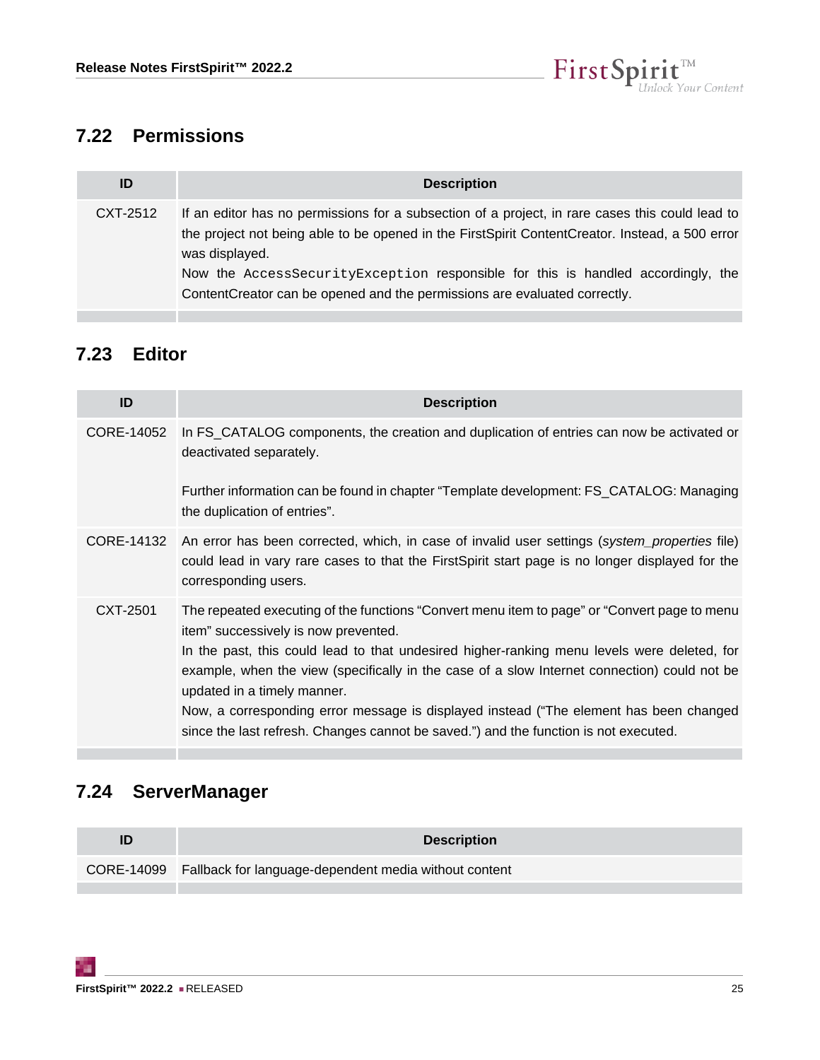## 7.22 Permissions

| ID | Description |
|---|---|
| CXT-2512 | If an editor has no permissions for a subsection of a project, in rare cases this could lead to the project not being able to be opened in the FirstSpirit ContentCreator. Instead, a 500 error was displayed.<br>Now the `AccessSecurityException` responsible for this is handled accordingly, the ContentCreator can be opened and the permissions are evaluated correctly. |

## 7.23 Editor

| ID | Description |
|---|---|
| CORE-14052 | In FS_CATALOG components, the creation and duplication of entries can now be activated or deactivated separately.<br><br>Further information can be found in chapter “Template development: FS_CATALOG: Managing the duplication of entries”. |
| CORE-14132 | An error has been corrected, which, in case of invalid user settings (*system_properties* file) could lead in vary rare cases to that the FirstSpirit start page is no longer displayed for the corresponding users. |
| CXT-2501 | The repeated executing of the functions “Convert menu item to page” or “Convert page to menu item” successively is now prevented.<br>In the past, this could lead to that undesired higher-ranking menu levels were deleted, for example, when the view (specifically in the case of a slow Internet connection) could not be updated in a timely manner.<br>Now, a corresponding error message is displayed instead (“The element has been changed since the last refresh. Changes cannot be saved.”) and the function is not executed. |

## 7.24 ServerManager

| ID | Description |
|---|---|
| CORE-14099 | Fallback for language-dependent media without content |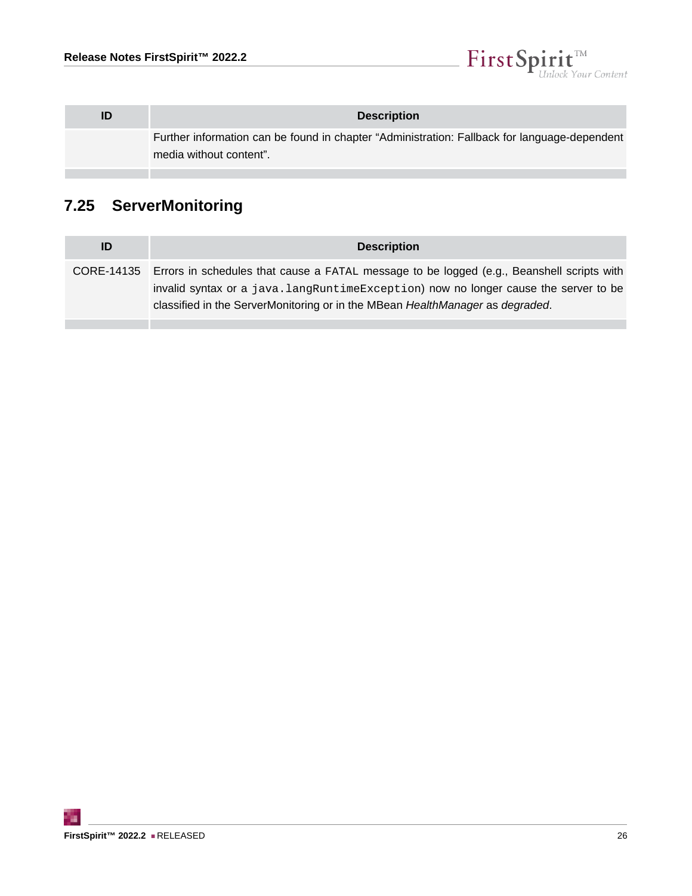| ID | Description |
|---|---|
| | Further information can be found in chapter “Administration: Fallback for language-dependent media without content”. |
| | |

## 7.25 ServerMonitoring

| ID | Description |
|---|---|
| CORE-14135 | Errors in schedules that cause a `FATAL` message to be logged (e.g., Beanshell scripts with invalid syntax or a `java.langRuntimeException`) now no longer cause the server to be classified in the ServerMonitoring or in the MBean *HealthManager* as *degraded*. |
| | |